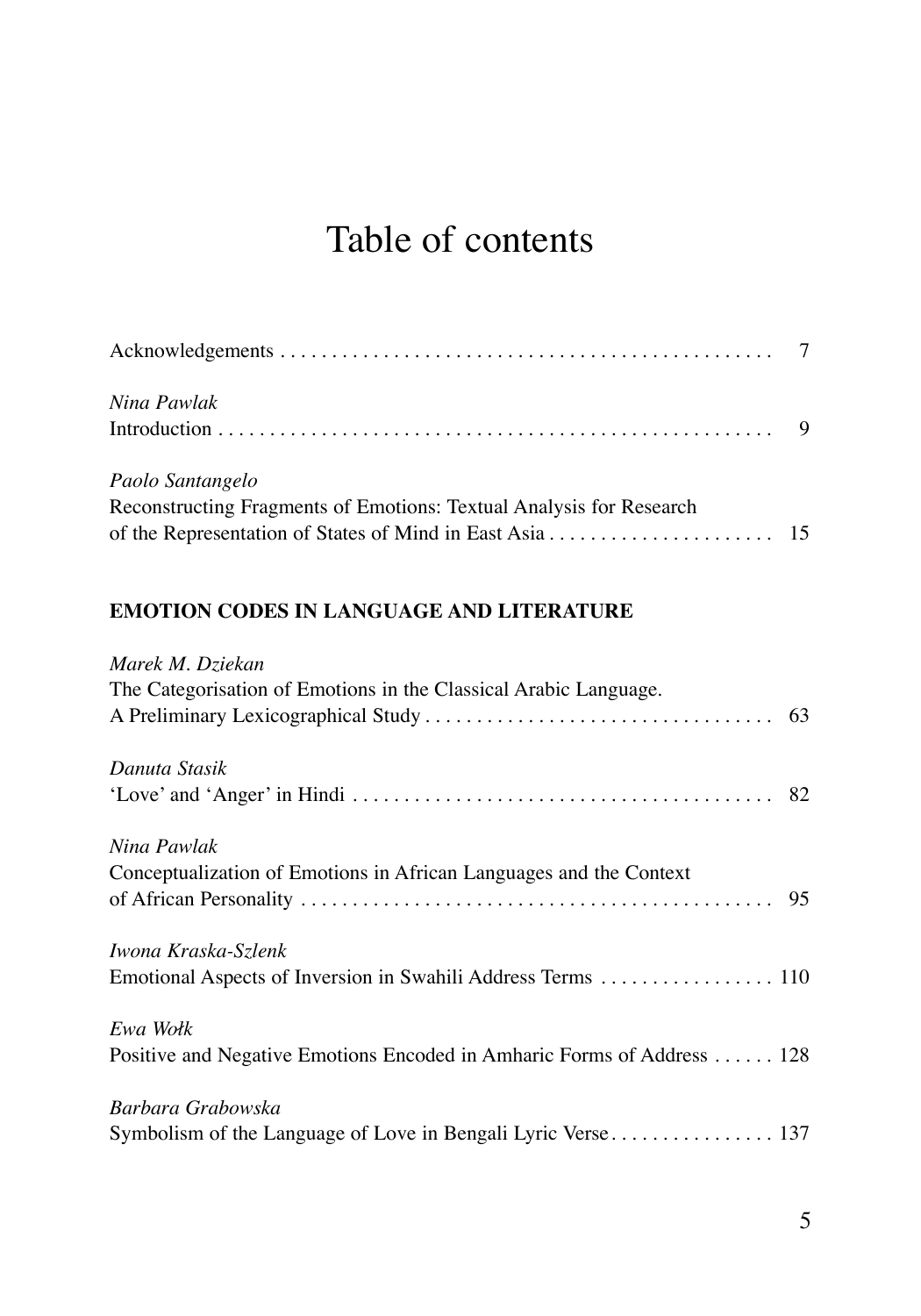# Table of contents

Acknowledgements . . . . . . . . . . . . . . . . . . . . . . . . . . . . . . . . . . . . . . . . . . . . . . . 7

*Nina Pawlak*
Introduction . . . . . . . . . . . . . . . . . . . . . . . . . . . . . . . . . . . . . . . . . . . . . . . . . . . . 9

*Paolo Santangelo*
Reconstructing Fragments of Emotions: Textual Analysis for Research of the Representation of States of Mind in East Asia . . . . . . . . . . . . . . . . . . . . . . 15

## EMOTION CODES IN LANGUAGE AND LITERATURE

*Marek M. Dziekan*
The Categorisation of Emotions in the Classical Arabic Language. A Preliminary Lexicographical Study . . . . . . . . . . . . . . . . . . . . . . . . . . . . . . . . . 63

*Danuta Stasik*
'Love' and 'Anger' in Hindi . . . . . . . . . . . . . . . . . . . . . . . . . . . . . . . . . . . . . . . . . 82

*Nina Pawlak*
Conceptualization of Emotions in African Languages and the Context of African Personality . . . . . . . . . . . . . . . . . . . . . . . . . . . . . . . . . . . . . . . . . . . . . . 95

*Iwona Kraska-Szlenk*
Emotional Aspects of Inversion in Swahili Address Terms . . . . . . . . . . . . . . . . . 110

*Ewa Wołk*
Positive and Negative Emotions Encoded in Amharic Forms of Address . . . . . . 128

*Barbara Grabowska*
Symbolism of the Language of Love in Bengali Lyric Verse . . . . . . . . . . . . . . . . 137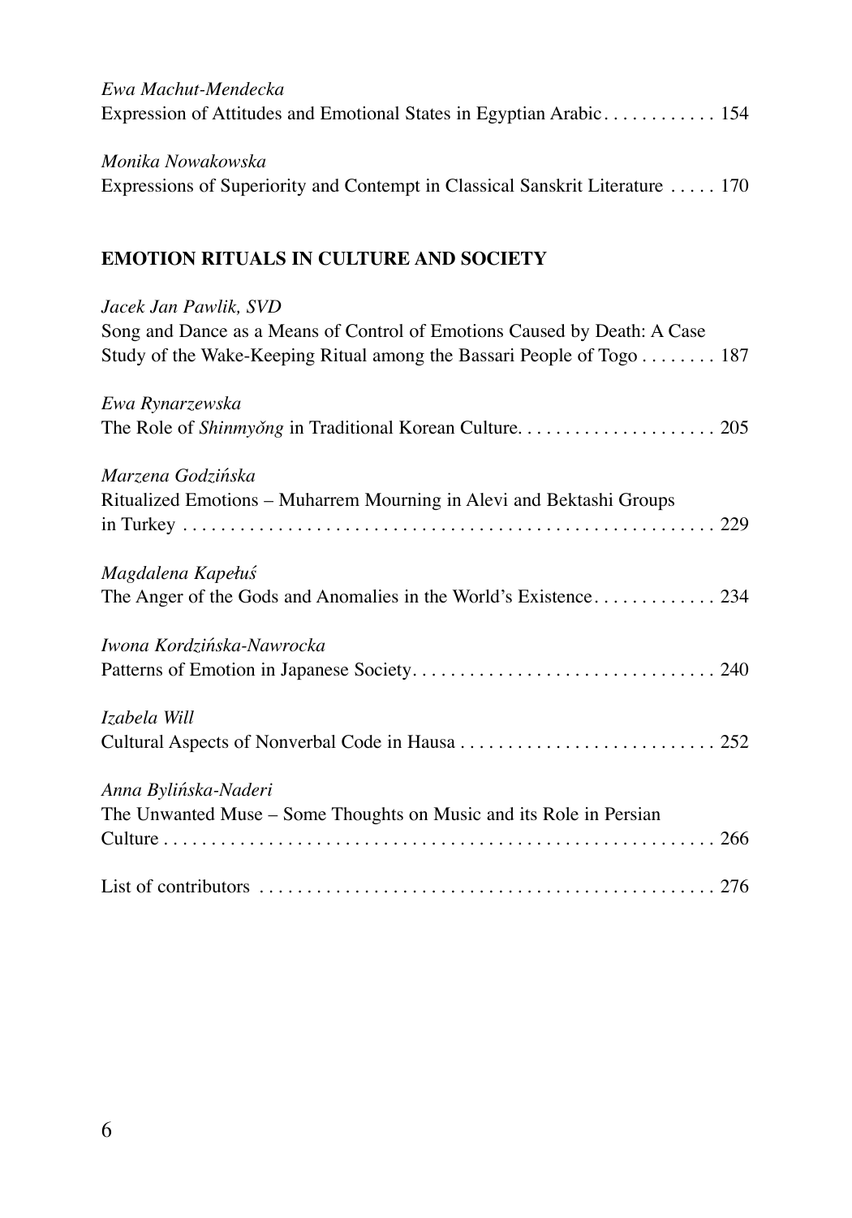*Ewa Machut-Mendecka*
Expression of Attitudes and Emotional States in Egyptian Arabic . . . . . . . . . . . . 154

*Monika Nowakowska*
Expressions of Superiority and Contempt in Classical Sanskrit Literature . . . . . 170

## EMOTION RITUALS IN CULTURE AND SOCIETY

*Jacek Jan Pawlik, SVD*
Song and Dance as a Means of Control of Emotions Caused by Death: A Case Study of the Wake-Keeping Ritual among the Bassari People of Togo . . . . . . . . 187

*Ewa Rynarzewska*
The Role of *Shinmyŏng* in Traditional Korean Culture. . . . . . . . . . . . . . . . . . . . . 205

*Marzena Godzińska*
Ritualized Emotions – Muharrem Mourning in Alevi and Bektashi Groups in Turkey . . . . . . . . . . . . . . . . . . . . . . . . . . . . . . . . . . . . . . . . . . . . . . . . . . . . . . . 229

*Magdalena Kapełuś*
The Anger of the Gods and Anomalies in the World's Existence. . . . . . . . . . . . . 234

*Iwona Kordzińska-Nawrocka*
Patterns of Emotion in Japanese Society. . . . . . . . . . . . . . . . . . . . . . . . . . . . . . . . 240

*Izabela Will*
Cultural Aspects of Nonverbal Code in Hausa . . . . . . . . . . . . . . . . . . . . . . . . . . . 252

*Anna Bylińska-Naderi*
The Unwanted Muse – Some Thoughts on Music and its Role in Persian Culture . . . . . . . . . . . . . . . . . . . . . . . . . . . . . . . . . . . . . . . . . . . . . . . . . . . . . . . . . . 266

List of contributors . . . . . . . . . . . . . . . . . . . . . . . . . . . . . . . . . . . . . . . . . . . . . . . . 276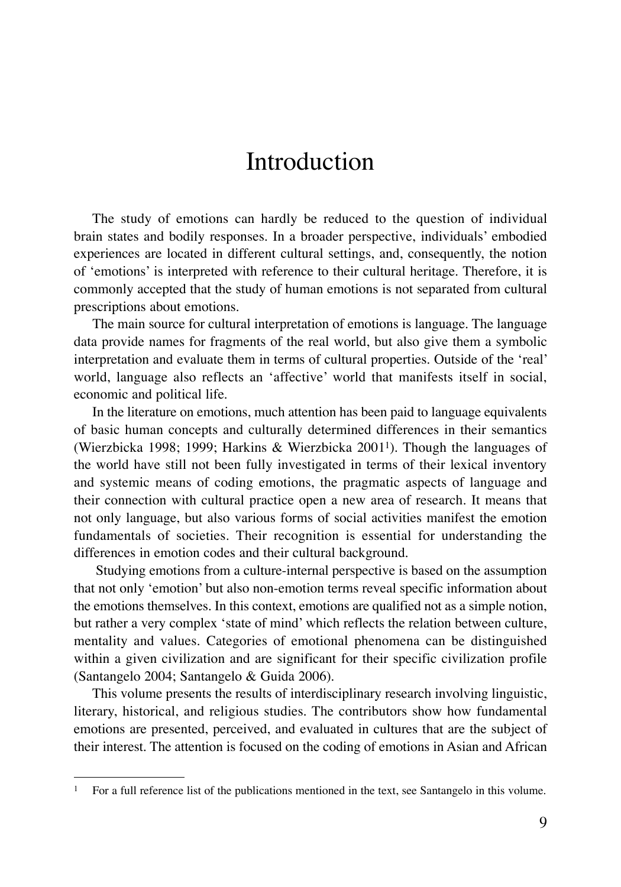# Introduction

The study of emotions can hardly be reduced to the question of individual brain states and bodily responses. In a broader perspective, individuals' embodied experiences are located in different cultural settings, and, consequently, the notion of 'emotions' is interpreted with reference to their cultural heritage. Therefore, it is commonly accepted that the study of human emotions is not separated from cultural prescriptions about emotions.

The main source for cultural interpretation of emotions is language. The language data provide names for fragments of the real world, but also give them a symbolic interpretation and evaluate them in terms of cultural properties. Outside of the 'real' world, language also reflects an 'affective' world that manifests itself in social, economic and political life.

In the literature on emotions, much attention has been paid to language equivalents of basic human concepts and culturally determined differences in their semantics (Wierzbicka 1998; 1999; Harkins & Wierzbicka 2001[1]). Though the languages of the world have still not been fully investigated in terms of their lexical inventory and systemic means of coding emotions, the pragmatic aspects of language and their connection with cultural practice open a new area of research. It means that not only language, but also various forms of social activities manifest the emotion fundamentals of societies. Their recognition is essential for understanding the differences in emotion codes and their cultural background.

Studying emotions from a culture-internal perspective is based on the assumption that not only 'emotion' but also non-emotion terms reveal specific information about the emotions themselves. In this context, emotions are qualified not as a simple notion, but rather a very complex 'state of mind' which reflects the relation between culture, mentality and values. Categories of emotional phenomena can be distinguished within a given civilization and are significant for their specific civilization profile (Santangelo 2004; Santangelo & Guida 2006).

This volume presents the results of interdisciplinary research involving linguistic, literary, historical, and religious studies. The contributors show how fundamental emotions are presented, perceived, and evaluated in cultures that are the subject of their interest. The attention is focused on the coding of emotions in Asian and African

---

[1] For a full reference list of the publications mentioned in the text, see Santangelo in this volume.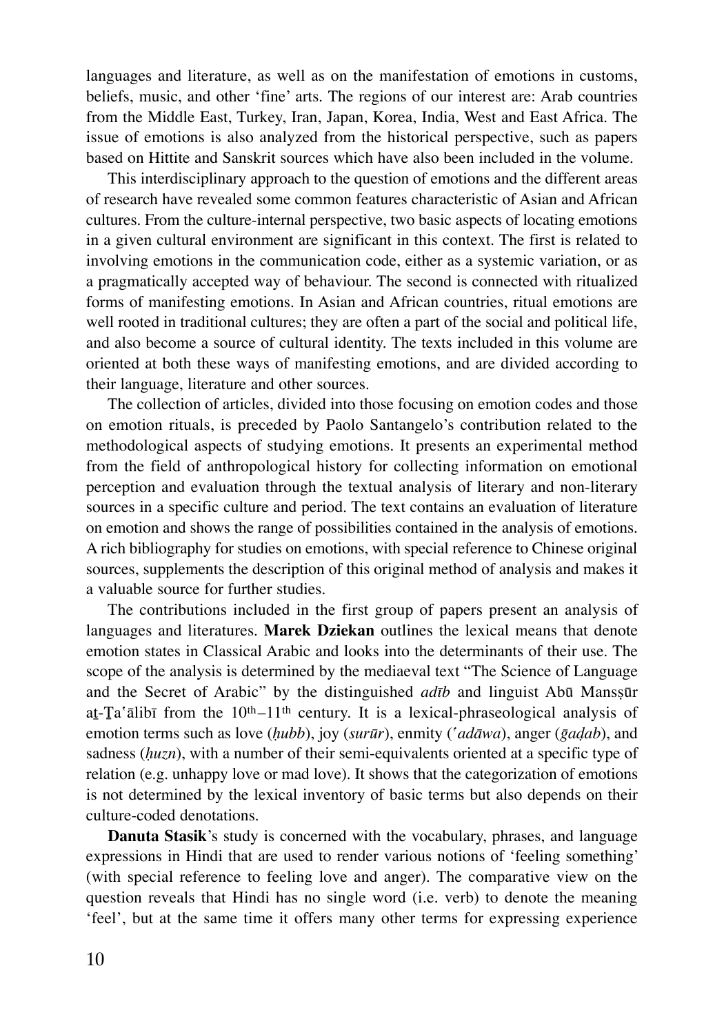languages and literature, as well as on the manifestation of emotions in customs, beliefs, music, and other 'fine' arts. The regions of our interest are: Arab countries from the Middle East, Turkey, Iran, Japan, Korea, India, West and East Africa. The issue of emotions is also analyzed from the historical perspective, such as papers based on Hittite and Sanskrit sources which have also been included in the volume.

This interdisciplinary approach to the question of emotions and the different areas of research have revealed some common features characteristic of Asian and African cultures. From the culture-internal perspective, two basic aspects of locating emotions in a given cultural environment are significant in this context. The first is related to involving emotions in the communication code, either as a systemic variation, or as a pragmatically accepted way of behaviour. The second is connected with ritualized forms of manifesting emotions. In Asian and African countries, ritual emotions are well rooted in traditional cultures; they are often a part of the social and political life, and also become a source of cultural identity. The texts included in this volume are oriented at both these ways of manifesting emotions, and are divided according to their language, literature and other sources.

The collection of articles, divided into those focusing on emotion codes and those on emotion rituals, is preceded by Paolo Santangelo's contribution related to the methodological aspects of studying emotions. It presents an experimental method from the field of anthropological history for collecting information on emotional perception and evaluation through the textual analysis of literary and non-literary sources in a specific culture and period. The text contains an evaluation of literature on emotion and shows the range of possibilities contained in the analysis of emotions. A rich bibliography for studies on emotions, with special reference to Chinese original sources, supplements the description of this original method of analysis and makes it a valuable source for further studies.

The contributions included in the first group of papers present an analysis of languages and literatures. **Marek Dziekan** outlines the lexical means that denote emotion states in Classical Arabic and looks into the determinants of their use. The scope of the analysis is determined by the mediaeval text "The Science of Language and the Secret of Arabic" by the distinguished *adīb* and linguist Abū Mansṣūr aṯ-Ṯaʿālibī from the 10th–11th century. It is a lexical-phraseological analysis of emotion terms such as love (*ḥubb*), joy (*surūr*), enmity (*ʿadāwa*), anger (*ġaḍab*), and sadness (*ḥuzn*), with a number of their semi-equivalents oriented at a specific type of relation (e.g. unhappy love or mad love). It shows that the categorization of emotions is not determined by the lexical inventory of basic terms but also depends on their culture-coded denotations.

**Danuta Stasik**'s study is concerned with the vocabulary, phrases, and language expressions in Hindi that are used to render various notions of 'feeling something' (with special reference to feeling love and anger). The comparative view on the question reveals that Hindi has no single word (i.e. verb) to denote the meaning 'feel', but at the same time it offers many other terms for expressing experience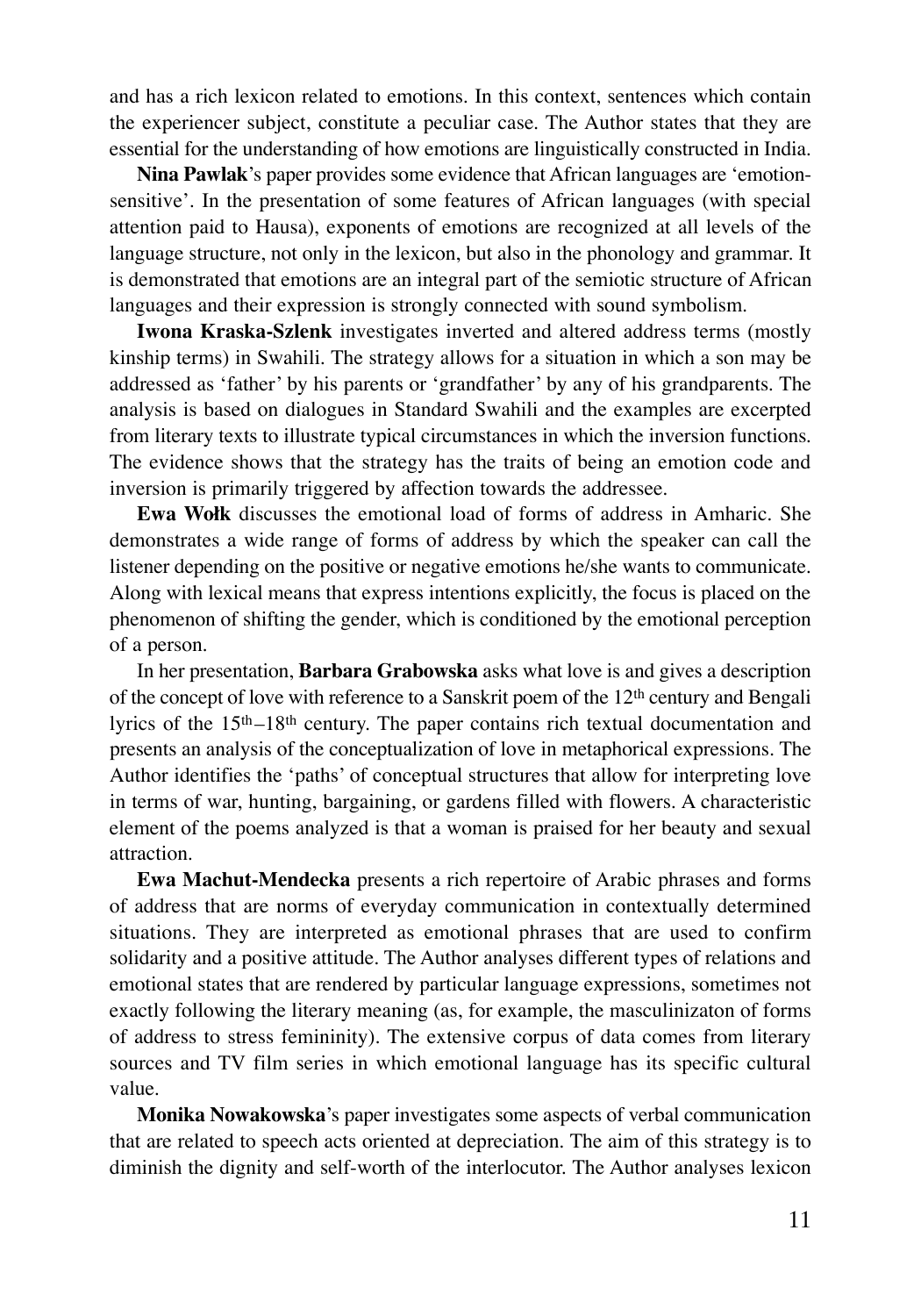and has a rich lexicon related to emotions. In this context, sentences which contain the experiencer subject, constitute a peculiar case. The Author states that they are essential for the understanding of how emotions are linguistically constructed in India.

**Nina Pawlak**'s paper provides some evidence that African languages are 'emotion-sensitive'. In the presentation of some features of African languages (with special attention paid to Hausa), exponents of emotions are recognized at all levels of the language structure, not only in the lexicon, but also in the phonology and grammar. It is demonstrated that emotions are an integral part of the semiotic structure of African languages and their expression is strongly connected with sound symbolism.

**Iwona Kraska-Szlenk** investigates inverted and altered address terms (mostly kinship terms) in Swahili. The strategy allows for a situation in which a son may be addressed as 'father' by his parents or 'grandfather' by any of his grandparents. The analysis is based on dialogues in Standard Swahili and the examples are excerpted from literary texts to illustrate typical circumstances in which the inversion functions. The evidence shows that the strategy has the traits of being an emotion code and inversion is primarily triggered by affection towards the addressee.

**Ewa Wołk** discusses the emotional load of forms of address in Amharic. She demonstrates a wide range of forms of address by which the speaker can call the listener depending on the positive or negative emotions he/she wants to communicate. Along with lexical means that express intentions explicitly, the focus is placed on the phenomenon of shifting the gender, which is conditioned by the emotional perception of a person.

In her presentation, **Barbara Grabowska** asks what love is and gives a description of the concept of love with reference to a Sanskrit poem of the 12th century and Bengali lyrics of the 15th–18th century. The paper contains rich textual documentation and presents an analysis of the conceptualization of love in metaphorical expressions. The Author identifies the 'paths' of conceptual structures that allow for interpreting love in terms of war, hunting, bargaining, or gardens filled with flowers. A characteristic element of the poems analyzed is that a woman is praised for her beauty and sexual attraction.

**Ewa Machut-Mendecka** presents a rich repertoire of Arabic phrases and forms of address that are norms of everyday communication in contextually determined situations. They are interpreted as emotional phrases that are used to confirm solidarity and a positive attitude. The Author analyses different types of relations and emotional states that are rendered by particular language expressions, sometimes not exactly following the literary meaning (as, for example, the masculinizaton of forms of address to stress femininity). The extensive corpus of data comes from literary sources and TV film series in which emotional language has its specific cultural value.

**Monika Nowakowska**'s paper investigates some aspects of verbal communication that are related to speech acts oriented at depreciation. The aim of this strategy is to diminish the dignity and self-worth of the interlocutor. The Author analyses lexicon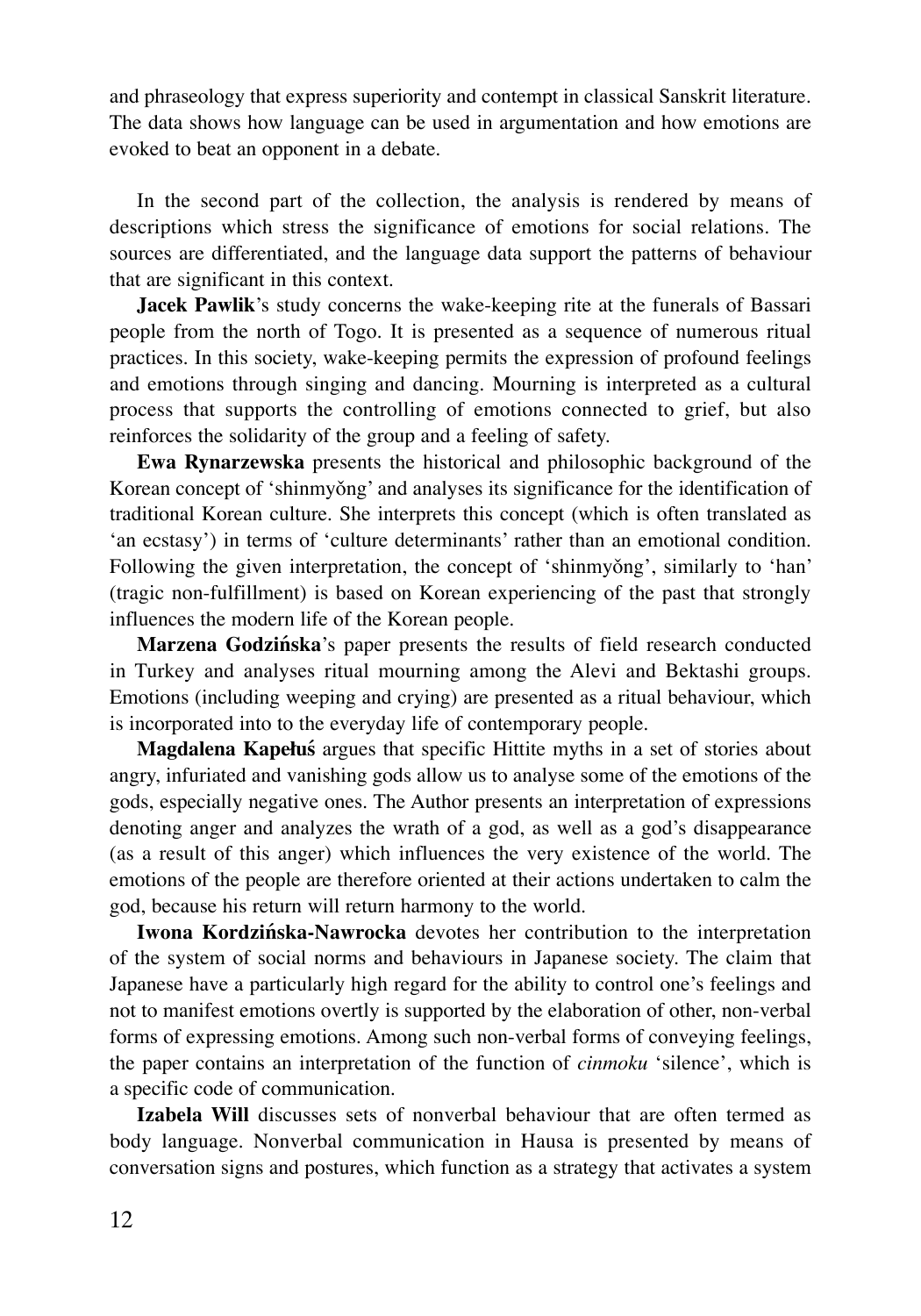and phraseology that express superiority and contempt in classical Sanskrit literature. The data shows how language can be used in argumentation and how emotions are evoked to beat an opponent in a debate.

In the second part of the collection, the analysis is rendered by means of descriptions which stress the significance of emotions for social relations. The sources are differentiated, and the language data support the patterns of behaviour that are significant in this context.

**Jacek Pawlik**'s study concerns the wake-keeping rite at the funerals of Bassari people from the north of Togo. It is presented as a sequence of numerous ritual practices. In this society, wake-keeping permits the expression of profound feelings and emotions through singing and dancing. Mourning is interpreted as a cultural process that supports the controlling of emotions connected to grief, but also reinforces the solidarity of the group and a feeling of safety.

**Ewa Rynarzewska** presents the historical and philosophic background of the Korean concept of 'shinmyŏng' and analyses its significance for the identification of traditional Korean culture. She interprets this concept (which is often translated as 'an ecstasy') in terms of 'culture determinants' rather than an emotional condition. Following the given interpretation, the concept of 'shinmyŏng', similarly to 'han' (tragic non-fulfillment) is based on Korean experiencing of the past that strongly influences the modern life of the Korean people.

**Marzena Godzińska**'s paper presents the results of field research conducted in Turkey and analyses ritual mourning among the Alevi and Bektashi groups. Emotions (including weeping and crying) are presented as a ritual behaviour, which is incorporated into to the everyday life of contemporary people.

**Magdalena Kapełuś** argues that specific Hittite myths in a set of stories about angry, infuriated and vanishing gods allow us to analyse some of the emotions of the gods, especially negative ones. The Author presents an interpretation of expressions denoting anger and analyzes the wrath of a god, as well as a god's disappearance (as a result of this anger) which influences the very existence of the world. The emotions of the people are therefore oriented at their actions undertaken to calm the god, because his return will return harmony to the world.

**Iwona Kordzińska-Nawrocka** devotes her contribution to the interpretation of the system of social norms and behaviours in Japanese society. The claim that Japanese have a particularly high regard for the ability to control one's feelings and not to manifest emotions overtly is supported by the elaboration of other, non-verbal forms of expressing emotions. Among such non-verbal forms of conveying feelings, the paper contains an interpretation of the function of *cinmoku* 'silence', which is a specific code of communication.

**Izabela Will** discusses sets of nonverbal behaviour that are often termed as body language. Nonverbal communication in Hausa is presented by means of conversation signs and postures, which function as a strategy that activates a system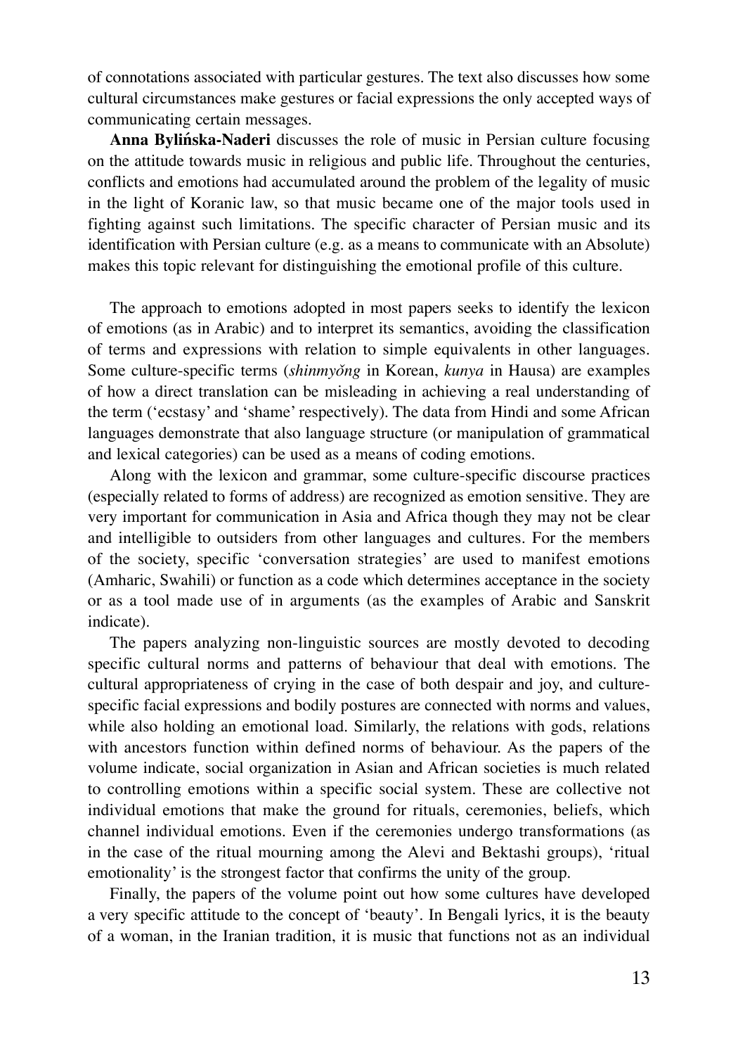of connotations associated with particular gestures. The text also discusses how some cultural circumstances make gestures or facial expressions the only accepted ways of communicating certain messages.

**Anna Bylińska-Naderi** discusses the role of music in Persian culture focusing on the attitude towards music in religious and public life. Throughout the centuries, conflicts and emotions had accumulated around the problem of the legality of music in the light of Koranic law, so that music became one of the major tools used in fighting against such limitations. The specific character of Persian music and its identification with Persian culture (e.g. as a means to communicate with an Absolute) makes this topic relevant for distinguishing the emotional profile of this culture.

The approach to emotions adopted in most papers seeks to identify the lexicon of emotions (as in Arabic) and to interpret its semantics, avoiding the classification of terms and expressions with relation to simple equivalents in other languages. Some culture-specific terms (*shinmyŏng* in Korean, *kunya* in Hausa) are examples of how a direct translation can be misleading in achieving a real understanding of the term ('ecstasy' and 'shame' respectively). The data from Hindi and some African languages demonstrate that also language structure (or manipulation of grammatical and lexical categories) can be used as a means of coding emotions.

Along with the lexicon and grammar, some culture-specific discourse practices (especially related to forms of address) are recognized as emotion sensitive. They are very important for communication in Asia and Africa though they may not be clear and intelligible to outsiders from other languages and cultures. For the members of the society, specific 'conversation strategies' are used to manifest emotions (Amharic, Swahili) or function as a code which determines acceptance in the society or as a tool made use of in arguments (as the examples of Arabic and Sanskrit indicate).

The papers analyzing non-linguistic sources are mostly devoted to decoding specific cultural norms and patterns of behaviour that deal with emotions. The cultural appropriateness of crying in the case of both despair and joy, and culture-specific facial expressions and bodily postures are connected with norms and values, while also holding an emotional load. Similarly, the relations with gods, relations with ancestors function within defined norms of behaviour. As the papers of the volume indicate, social organization in Asian and African societies is much related to controlling emotions within a specific social system. These are collective not individual emotions that make the ground for rituals, ceremonies, beliefs, which channel individual emotions. Even if the ceremonies undergo transformations (as in the case of the ritual mourning among the Alevi and Bektashi groups), 'ritual emotionality' is the strongest factor that confirms the unity of the group.

Finally, the papers of the volume point out how some cultures have developed a very specific attitude to the concept of 'beauty'. In Bengali lyrics, it is the beauty of a woman, in the Iranian tradition, it is music that functions not as an individual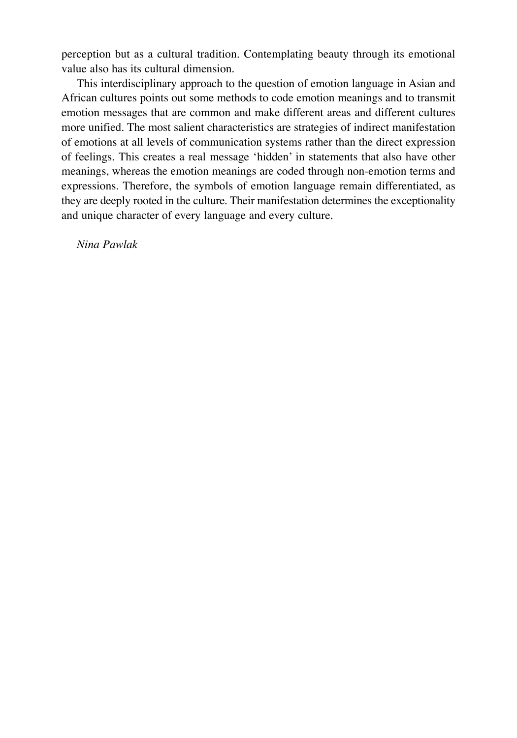perception but as a cultural tradition. Contemplating beauty through its emotional value also has its cultural dimension.

This interdisciplinary approach to the question of emotion language in Asian and African cultures points out some methods to code emotion meanings and to transmit emotion messages that are common and make different areas and different cultures more unified. The most salient characteristics are strategies of indirect manifestation of emotions at all levels of communication systems rather than the direct expression of feelings. This creates a real message 'hidden' in statements that also have other meanings, whereas the emotion meanings are coded through non-emotion terms and expressions. Therefore, the symbols of emotion language remain differentiated, as they are deeply rooted in the culture. Their manifestation determines the exceptionality and unique character of every language and every culture.

*Nina Pawlak*